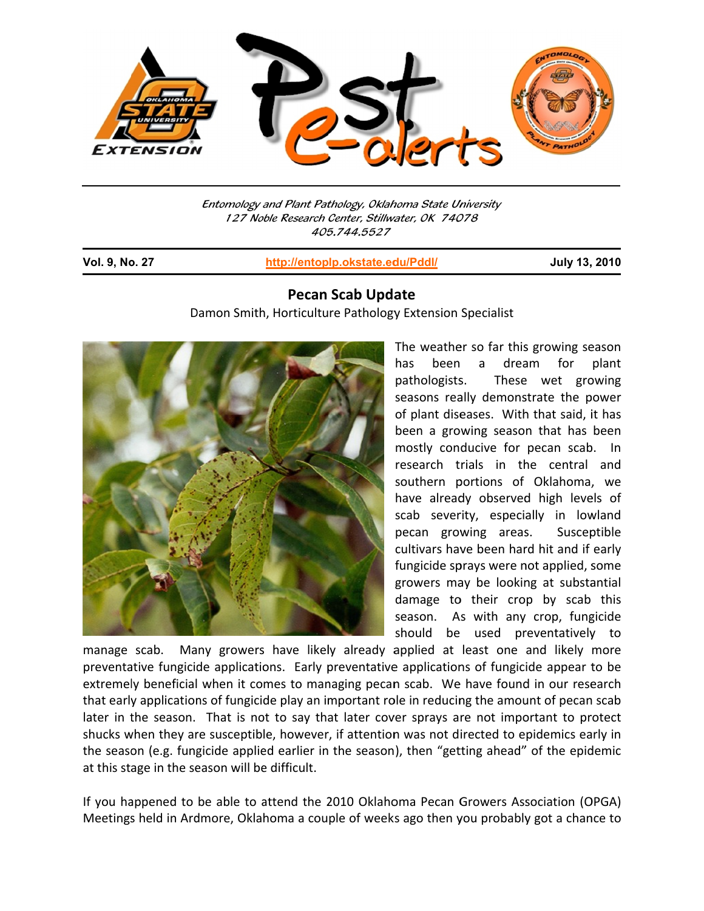Entomology and Plant Pathology, Oklahoma State University
127 Noble Research Center, Stillwater, OK 74078
405.744.5527

**Vol. 9, No. 27** | http://entoplp.okstate.edu/Pddl/ | **July 13, 2010**

## Pecan Scab Update

Damon Smith, Horticulture Pathology Extension Specialist

The weather so far this growing season has been a dream for plant pathologists. These wet growing seasons really demonstrate the power of plant diseases. With that said, it has been a growing season that has been mostly conducive for pecan scab. In research trials in the central and southern portions of Oklahoma, we have already observed high levels of scab severity, especially in lowland pecan growing areas. Susceptible cultivars have been hard hit and if early fungicide sprays were not applied, some growers may be looking at substantial damage to their crop by scab this season. As with any crop, fungicide should be used preventatively to manage scab. Many growers have likely already applied at least one and likely more preventative fungicide applications. Early preventative applications of fungicide appear to be extremely beneficial when it comes to managing pecan scab. We have found in our research that early applications of fungicide play an important role in reducing the amount of pecan scab later in the season. That is not to say that later cover sprays are not important to protect shucks when they are susceptible, however, if attention was not directed to epidemics early in the season (e.g. fungicide applied earlier in the season), then "getting ahead" of the epidemic at this stage in the season will be difficult.

If you happened to be able to attend the 2010 Oklahoma Pecan Growers Association (OPGA) Meetings held in Ardmore, Oklahoma a couple of weeks ago then you probably got a chance to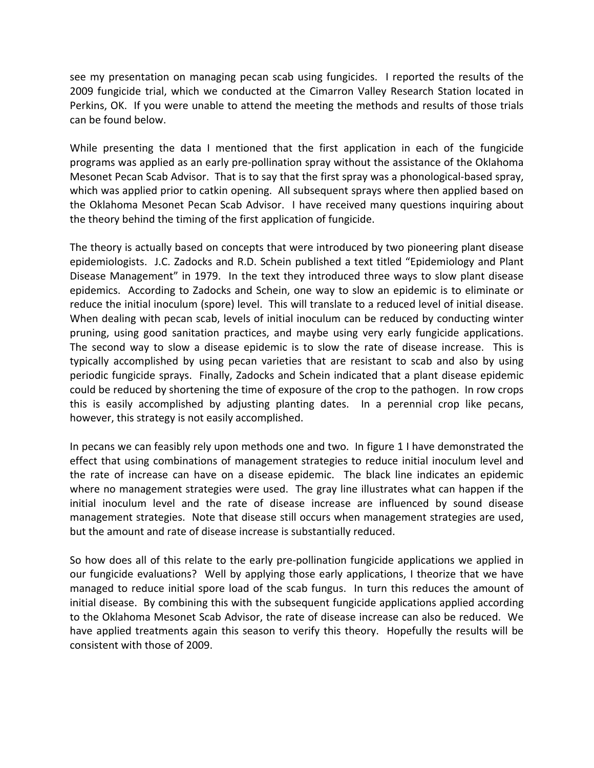see my presentation on managing pecan scab using fungicides. I reported the results of the 2009 fungicide trial, which we conducted at the Cimarron Valley Research Station located in Perkins, OK. If you were unable to attend the meeting the methods and results of those trials can be found below.

While presenting the data I mentioned that the first application in each of the fungicide programs was applied as an early pre-pollination spray without the assistance of the Oklahoma Mesonet Pecan Scab Advisor. That is to say that the first spray was a phonological-based spray, which was applied prior to catkin opening. All subsequent sprays where then applied based on the Oklahoma Mesonet Pecan Scab Advisor. I have received many questions inquiring about the theory behind the timing of the first application of fungicide.

The theory is actually based on concepts that were introduced by two pioneering plant disease epidemiologists. J.C. Zadocks and R.D. Schein published a text titled "Epidemiology and Plant Disease Management" in 1979. In the text they introduced three ways to slow plant disease epidemics. According to Zadocks and Schein, one way to slow an epidemic is to eliminate or reduce the initial inoculum (spore) level. This will translate to a reduced level of initial disease. When dealing with pecan scab, levels of initial inoculum can be reduced by conducting winter pruning, using good sanitation practices, and maybe using very early fungicide applications. The second way to slow a disease epidemic is to slow the rate of disease increase. This is typically accomplished by using pecan varieties that are resistant to scab and also by using periodic fungicide sprays. Finally, Zadocks and Schein indicated that a plant disease epidemic could be reduced by shortening the time of exposure of the crop to the pathogen. In row crops this is easily accomplished by adjusting planting dates. In a perennial crop like pecans, however, this strategy is not easily accomplished.

In pecans we can feasibly rely upon methods one and two. In figure 1 I have demonstrated the effect that using combinations of management strategies to reduce initial inoculum level and the rate of increase can have on a disease epidemic. The black line indicates an epidemic where no management strategies were used. The gray line illustrates what can happen if the initial inoculum level and the rate of disease increase are influenced by sound disease management strategies. Note that disease still occurs when management strategies are used, but the amount and rate of disease increase is substantially reduced.

So how does all of this relate to the early pre-pollination fungicide applications we applied in our fungicide evaluations? Well by applying those early applications, I theorize that we have managed to reduce initial spore load of the scab fungus. In turn this reduces the amount of initial disease. By combining this with the subsequent fungicide applications applied according to the Oklahoma Mesonet Scab Advisor, the rate of disease increase can also be reduced. We have applied treatments again this season to verify this theory. Hopefully the results will be consistent with those of 2009.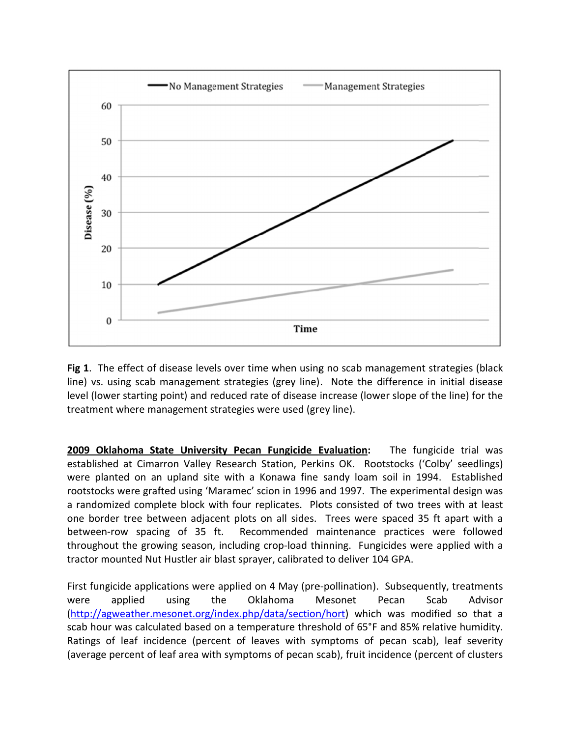**Fig 1**. The effect of disease levels over time when using no scab management strategies (black line) vs. using scab management strategies (grey line). Note the difference in initial disease level (lower starting point) and reduced rate of disease increase (lower slope of the line) for the treatment where management strategies were used (grey line).

**<u>2009 Oklahoma State University Pecan Fungicide Evaluation</u>:** The fungicide trial was established at Cimarron Valley Research Station, Perkins OK. Rootstocks ('Colby' seedlings) were planted on an upland site with a Konawa fine sandy loam soil in 1994. Established rootstocks were grafted using 'Maramec' scion in 1996 and 1997. The experimental design was a randomized complete block with four replicates. Plots consisted of two trees with at least one border tree between adjacent plots on all sides. Trees were spaced 35 ft apart with a between-row spacing of 35 ft. Recommended maintenance practices were followed throughout the growing season, including crop-load thinning. Fungicides were applied with a tractor mounted Nut Hustler air blast sprayer, calibrated to deliver 104 GPA.

First fungicide applications were applied on 4 May (pre-pollination). Subsequently, treatments were applied using the Oklahoma Mesonet Pecan Scab Advisor (http://agweather.mesonet.org/index.php/data/section/hort) which was modified so that a scab hour was calculated based on a temperature threshold of 65°F and 85% relative humidity. Ratings of leaf incidence (percent of leaves with symptoms of pecan scab), leaf severity (average percent of leaf area with symptoms of pecan scab), fruit incidence (percent of clusters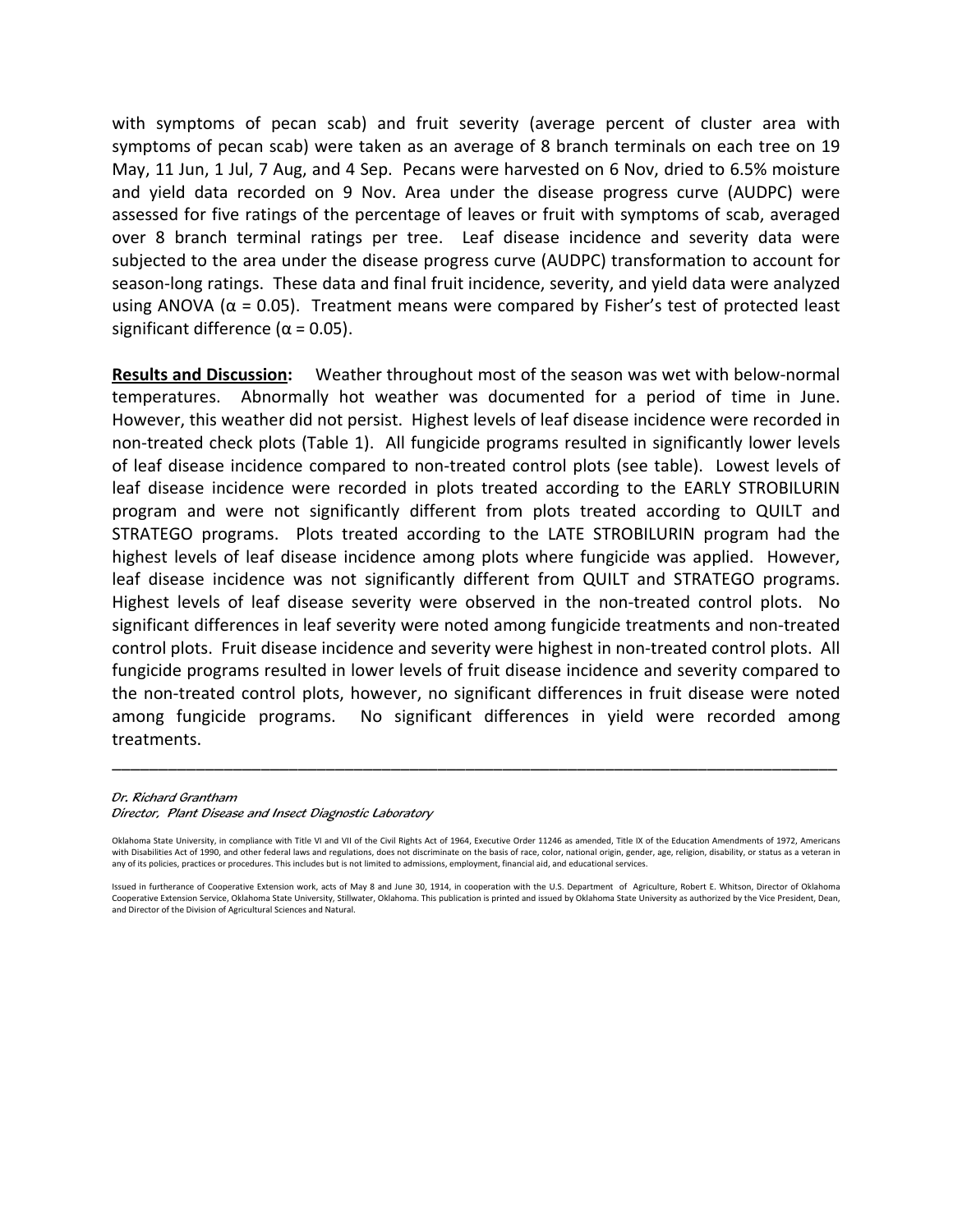with symptoms of pecan scab) and fruit severity (average percent of cluster area with symptoms of pecan scab) were taken as an average of 8 branch terminals on each tree on 19 May, 11 Jun, 1 Jul, 7 Aug, and 4 Sep. Pecans were harvested on 6 Nov, dried to 6.5% moisture and yield data recorded on 9 Nov. Area under the disease progress curve (AUDPC) were assessed for five ratings of the percentage of leaves or fruit with symptoms of scab, averaged over 8 branch terminal ratings per tree. Leaf disease incidence and severity data were subjected to the area under the disease progress curve (AUDPC) transformation to account for season-long ratings. These data and final fruit incidence, severity, and yield data were analyzed using ANOVA ($\alpha = 0.05$). Treatment means were compared by Fisher's test of protected least significant difference ($\alpha = 0.05$).

**Results and Discussion:** Weather throughout most of the season was wet with below-normal temperatures. Abnormally hot weather was documented for a period of time in June. However, this weather did not persist. Highest levels of leaf disease incidence were recorded in non-treated check plots (Table 1). All fungicide programs resulted in significantly lower levels of leaf disease incidence compared to non-treated control plots (see table). Lowest levels of leaf disease incidence were recorded in plots treated according to the EARLY STROBILURIN program and were not significantly different from plots treated according to QUILT and STRATEGO programs. Plots treated according to the LATE STROBILURIN program had the highest levels of leaf disease incidence among plots where fungicide was applied. However, leaf disease incidence was not significantly different from QUILT and STRATEGO programs. Highest levels of leaf disease severity were observed in the non-treated control plots. No significant differences in leaf severity were noted among fungicide treatments and non-treated control plots. Fruit disease incidence and severity were highest in non-treated control plots. All fungicide programs resulted in lower levels of fruit disease incidence and severity compared to the non-treated control plots, however, no significant differences in fruit disease were noted among fungicide programs. No significant differences in yield were recorded among treatments.

---

*Dr. Richard Grantham*
*Director, Plant Disease and Insect Diagnostic Laboratory*

Oklahoma State University, in compliance with Title VI and VII of the Civil Rights Act of 1964, Executive Order 11246 as amended, Title IX of the Education Amendments of 1972, Americans with Disabilities Act of 1990, and other federal laws and regulations, does not discriminate on the basis of race, color, national origin, gender, age, religion, disability, or status as a veteran in any of its policies, practices or procedures. This includes but is not limited to admissions, employment, financial aid, and educational services.

Issued in furtherance of Cooperative Extension work, acts of May 8 and June 30, 1914, in cooperation with the U.S. Department of Agriculture, Robert E. Whitson, Director of Oklahoma Cooperative Extension Service, Oklahoma State University, Stillwater, Oklahoma. This publication is printed and issued by Oklahoma State University as authorized by the Vice President, Dean, and Director of the Division of Agricultural Sciences and Natural.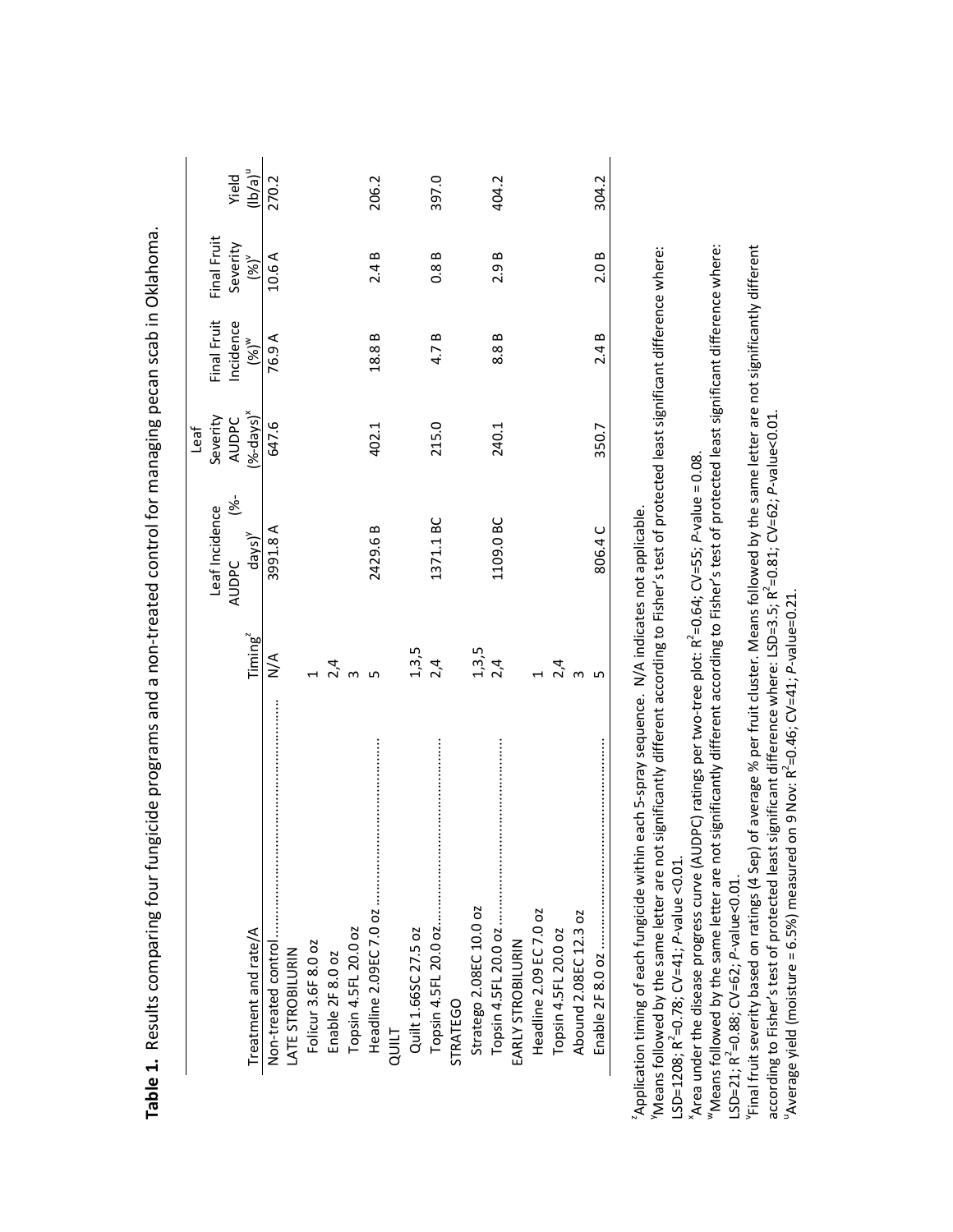**Table 1.** Results comparing four fungicide programs and a non-treated control for managing pecan scab in Oklahoma.

| Treatment and rate/A | Timing[z] | Leaf Incidence AUDPC (%-days)[y] | Leaf Severity AUDPC (%-days)[x] | Final Fruit Incidence (%)[w] | Final Fruit Severity (%)[v] | Yield (lb/a)[u] |
|---|---|---|---|---|---|---|
| Non-treated control | N/A | 3991.8 A | 647.6 | 76.9 A | 10.6 A | 270.2 |
| LATE STROBILURIN | | | | | | |
| Folicur 3.6F 8.0 oz | 1 | | | | | |
| Enable 2F 8.0 oz | 2,4 | | | | | |
| Topsin 4.5FL 20.0 oz | 3 | | | | | |
| Headline 2.09EC 7.0 oz | 5 | 2429.6 B | 402.1 | 18.8 B | 2.4 B | 206.2 |
| QUILT | | | | | | |
| Quilt 1.66SC 27.5 oz | 1,3,5 | | | | | |
| Topsin 4.5FL 20.0 oz | 2,4 | 1371.1 BC | 215.0 | 4.7 B | 0.8 B | 397.0 |
| STRATEGO | | | | | | |
| Stratego 2.08EC 10.0 oz | 1,3,5 | | | | | |
| Topsin 4.5FL 20.0 oz | 2,4 | 1109.0 BC | 240.1 | 8.8 B | 2.9 B | 404.2 |
| EARLY STROBILURIN | | | | | | |
| Headline 2.09 EC 7.0 oz | 1 | | | | | |
| Topsin 4.5FL 20.0 oz | 2,4 | | | | | |
| Abound 2.08EC 12.3 oz | 3 | | | | | |
| Enable 2F 8.0 oz | 5 | 806.4 C | 350.7 | 2.4 B | 2.0 B | 304.2 |

[z]Application timing of each fungicide within each 5-spray sequence. N/A indicates not applicable.
[y]Means followed by the same letter are not significantly different according to Fisher's test of protected least significant difference where: LSD=1208; $R^2$=0.78; CV=41; *P*-value <0.01.
[x]Area under the disease progress curve (AUDPC) ratings per two-tree plot: $R^2$=0.64; CV=55; *P*-value = 0.08.
[w]Means followed by the same letter are not significantly different according to Fisher's test of protected least significant difference where: LSD=21; $R^2$=0.88; CV=62; *P*-value<0.01.
[v]Final fruit severity based on ratings (4 Sep) of average % per fruit cluster. Means followed by the same letter are not significantly different according to Fisher's test of protected least significant difference where: LSD=3.5; $R^2$=0.81; CV=62; *P*-value<0.01.
[u]Average yield (moisture = 6.5%) measured on 9 Nov: $R^2$=0.46; CV=41; *P*-value=0.21.